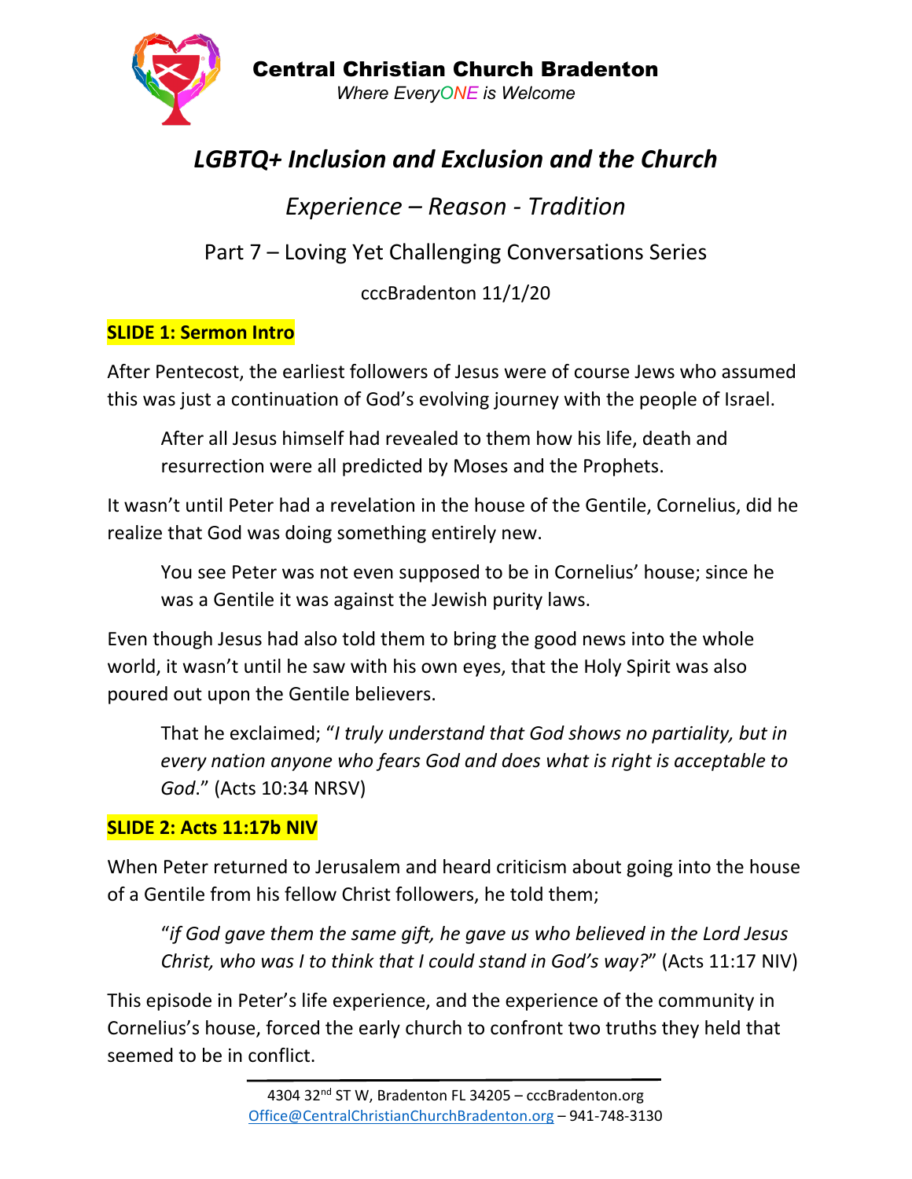**Central Christian Church Bradenton**
*Where EveryONE is Welcome*

# *LGBTQ+ Inclusion and Exclusion and the Church*

## *Experience – Reason - Tradition*

### Part 7 – Loving Yet Challenging Conversations Series

cccBradenton 11/1/20

**SLIDE 1: Sermon Intro**

After Pentecost, the earliest followers of Jesus were of course Jews who assumed this was just a continuation of God's evolving journey with the people of Israel.

> After all Jesus himself had revealed to them how his life, death and resurrection were all predicted by Moses and the Prophets.

It wasn't until Peter had a revelation in the house of the Gentile, Cornelius, did he realize that God was doing something entirely new.

> You see Peter was not even supposed to be in Cornelius' house; since he was a Gentile it was against the Jewish purity laws.

Even though Jesus had also told them to bring the good news into the whole world, it wasn't until he saw with his own eyes, that the Holy Spirit was also poured out upon the Gentile believers.

> That he exclaimed; "*I truly understand that God shows no partiality, but in every nation anyone who fears God and does what is right is acceptable to God*." (Acts 10:34 NRSV)

**SLIDE 2: Acts 11:17b NIV**

When Peter returned to Jerusalem and heard criticism about going into the house of a Gentile from his fellow Christ followers, he told them;

> "*if God gave them the same gift, he gave us who believed in the Lord Jesus Christ, who was I to think that I could stand in God's way?*" (Acts 11:17 NIV)

This episode in Peter's life experience, and the experience of the community in Cornelius's house, forced the early church to confront two truths they held that seemed to be in conflict.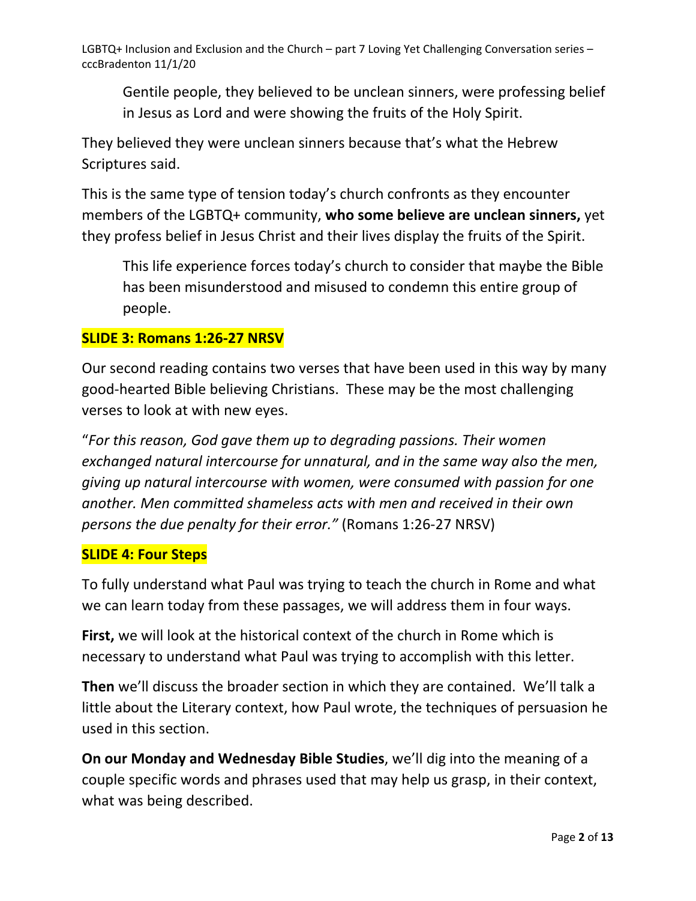Gentile people, they believed to be unclean sinners, were professing belief in Jesus as Lord and were showing the fruits of the Holy Spirit.

They believed they were unclean sinners because that's what the Hebrew Scriptures said.

This is the same type of tension today's church confronts as they encounter members of the LGBTQ+ community, **who some believe are unclean sinners,** yet they profess belief in Jesus Christ and their lives display the fruits of the Spirit.

This life experience forces today's church to consider that maybe the Bible has been misunderstood and misused to condemn this entire group of people.

**SLIDE 3: Romans 1:26-27 NRSV**

Our second reading contains two verses that have been used in this way by many good-hearted Bible believing Christians. These may be the most challenging verses to look at with new eyes.

"*For this reason, God gave them up to degrading passions. Their women exchanged natural intercourse for unnatural, and in the same way also the men, giving up natural intercourse with women, were consumed with passion for one another. Men committed shameless acts with men and received in their own persons the due penalty for their error."* (Romans 1:26-27 NRSV)

**SLIDE 4: Four Steps**

To fully understand what Paul was trying to teach the church in Rome and what we can learn today from these passages, we will address them in four ways.

**First,** we will look at the historical context of the church in Rome which is necessary to understand what Paul was trying to accomplish with this letter.

**Then** we'll discuss the broader section in which they are contained. We'll talk a little about the Literary context, how Paul wrote, the techniques of persuasion he used in this section.

**On our Monday and Wednesday Bible Studies**, we'll dig into the meaning of a couple specific words and phrases used that may help us grasp, in their context, what was being described.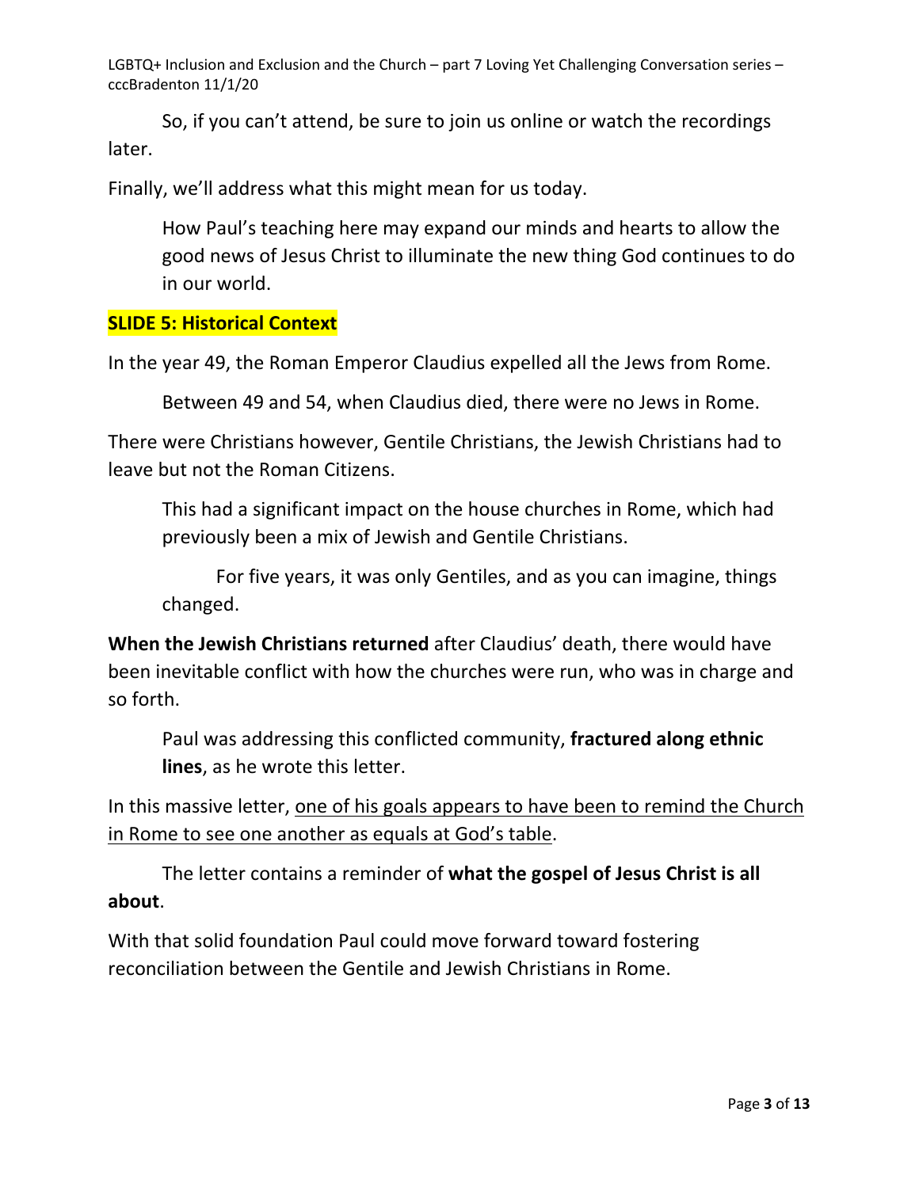So, if you can't attend, be sure to join us online or watch the recordings later.

Finally, we'll address what this might mean for us today.

How Paul's teaching here may expand our minds and hearts to allow the good news of Jesus Christ to illuminate the new thing God continues to do in our world.

**SLIDE 5: Historical Context**

In the year 49, the Roman Emperor Claudius expelled all the Jews from Rome.

Between 49 and 54, when Claudius died, there were no Jews in Rome.

There were Christians however, Gentile Christians, the Jewish Christians had to leave but not the Roman Citizens.

This had a significant impact on the house churches in Rome, which had previously been a mix of Jewish and Gentile Christians.

For five years, it was only Gentiles, and as you can imagine, things changed.

**When the Jewish Christians returned** after Claudius' death, there would have been inevitable conflict with how the churches were run, who was in charge and so forth.

Paul was addressing this conflicted community, **fractured along ethnic lines**, as he wrote this letter.

In this massive letter, one of his goals appears to have been to remind the Church in Rome to see one another as equals at God's table.

The letter contains a reminder of **what the gospel of Jesus Christ is all about**.

With that solid foundation Paul could move forward toward fostering reconciliation between the Gentile and Jewish Christians in Rome.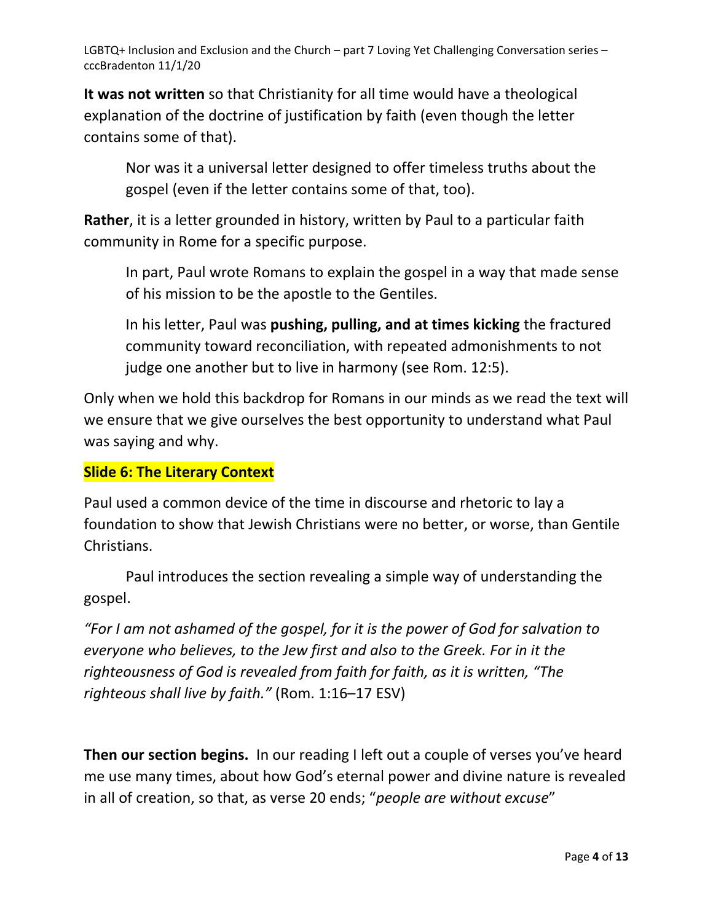**It was not written** so that Christianity for all time would have a theological explanation of the doctrine of justification by faith (even though the letter contains some of that).

Nor was it a universal letter designed to offer timeless truths about the gospel (even if the letter contains some of that, too).

**Rather**, it is a letter grounded in history, written by Paul to a particular faith community in Rome for a specific purpose.

In part, Paul wrote Romans to explain the gospel in a way that made sense of his mission to be the apostle to the Gentiles.

In his letter, Paul was **pushing, pulling, and at times kicking** the fractured community toward reconciliation, with repeated admonishments to not judge one another but to live in harmony (see Rom. 12:5).

Only when we hold this backdrop for Romans in our minds as we read the text will we ensure that we give ourselves the best opportunity to understand what Paul was saying and why.

**Slide 6: The Literary Context**

Paul used a common device of the time in discourse and rhetoric to lay a foundation to show that Jewish Christians were no better, or worse, than Gentile Christians.

Paul introduces the section revealing a simple way of understanding the gospel.

*"For I am not ashamed of the gospel, for it is the power of God for salvation to everyone who believes, to the Jew first and also to the Greek. For in it the righteousness of God is revealed from faith for faith, as it is written, "The righteous shall live by faith."* (Rom. 1:16–17 ESV)

**Then our section begins.** In our reading I left out a couple of verses you've heard me use many times, about how God's eternal power and divine nature is revealed in all of creation, so that, as verse 20 ends; "*people are without excuse*"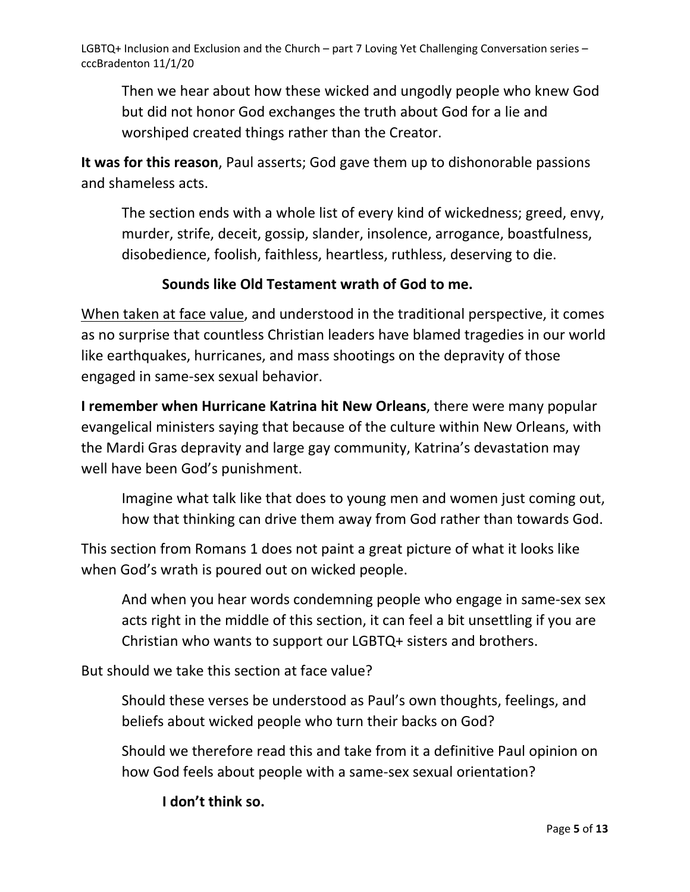Then we hear about how these wicked and ungodly people who knew God but did not honor God exchanges the truth about God for a lie and worshiped created things rather than the Creator.

**It was for this reason**, Paul asserts; God gave them up to dishonorable passions and shameless acts.

The section ends with a whole list of every kind of wickedness; greed, envy, murder, strife, deceit, gossip, slander, insolence, arrogance, boastfulness, disobedience, foolish, faithless, heartless, ruthless, deserving to die.

**Sounds like Old Testament wrath of God to me.**

When taken at face value, and understood in the traditional perspective, it comes as no surprise that countless Christian leaders have blamed tragedies in our world like earthquakes, hurricanes, and mass shootings on the depravity of those engaged in same-sex sexual behavior.

**I remember when Hurricane Katrina hit New Orleans**, there were many popular evangelical ministers saying that because of the culture within New Orleans, with the Mardi Gras depravity and large gay community, Katrina's devastation may well have been God's punishment.

Imagine what talk like that does to young men and women just coming out, how that thinking can drive them away from God rather than towards God.

This section from Romans 1 does not paint a great picture of what it looks like when God's wrath is poured out on wicked people.

And when you hear words condemning people who engage in same-sex sex acts right in the middle of this section, it can feel a bit unsettling if you are Christian who wants to support our LGBTQ+ sisters and brothers.

But should we take this section at face value?

Should these verses be understood as Paul's own thoughts, feelings, and beliefs about wicked people who turn their backs on God?

Should we therefore read this and take from it a definitive Paul opinion on how God feels about people with a same-sex sexual orientation?

**I don't think so.**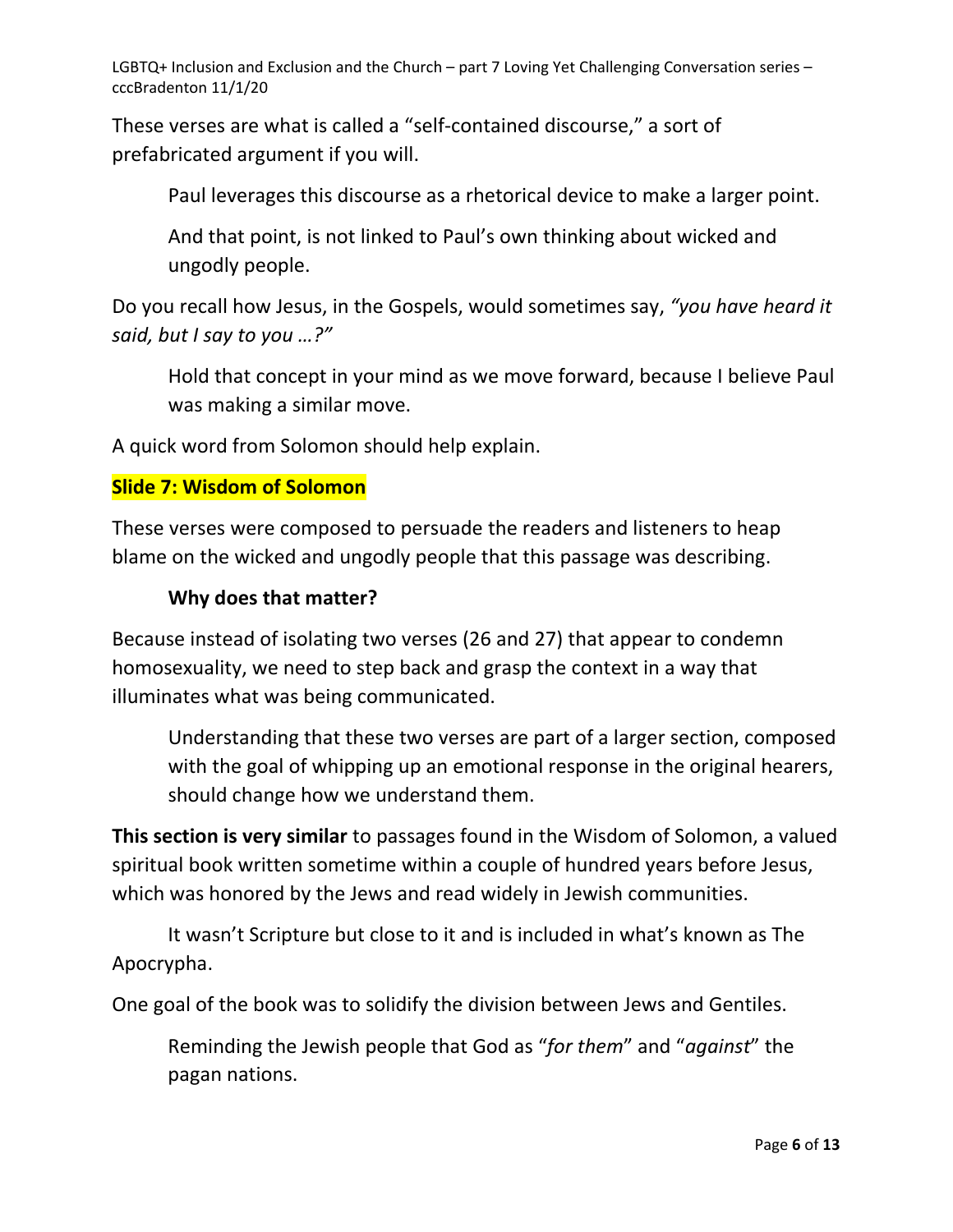These verses are what is called a "self-contained discourse," a sort of prefabricated argument if you will.

Paul leverages this discourse as a rhetorical device to make a larger point.

And that point, is not linked to Paul's own thinking about wicked and ungodly people.

Do you recall how Jesus, in the Gospels, would sometimes say, *"you have heard it said, but I say to you …?"*

Hold that concept in your mind as we move forward, because I believe Paul was making a similar move.

A quick word from Solomon should help explain.

**Slide 7: Wisdom of Solomon**

These verses were composed to persuade the readers and listeners to heap blame on the wicked and ungodly people that this passage was describing.

**Why does that matter?**

Because instead of isolating two verses (26 and 27) that appear to condemn homosexuality, we need to step back and grasp the context in a way that illuminates what was being communicated.

Understanding that these two verses are part of a larger section, composed with the goal of whipping up an emotional response in the original hearers, should change how we understand them.

**This section is very similar** to passages found in the Wisdom of Solomon, a valued spiritual book written sometime within a couple of hundred years before Jesus, which was honored by the Jews and read widely in Jewish communities.

It wasn't Scripture but close to it and is included in what's known as The Apocrypha.

One goal of the book was to solidify the division between Jews and Gentiles.

Reminding the Jewish people that God as "*for them*" and "*against*" the pagan nations.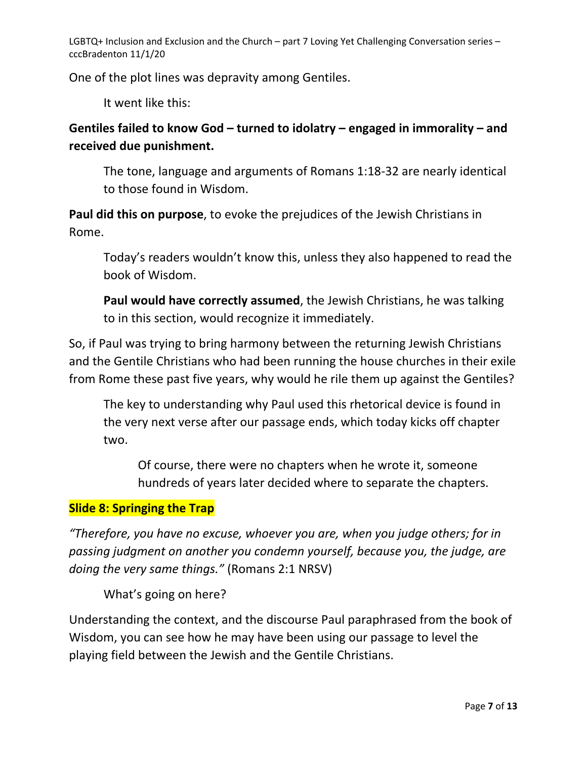One of the plot lines was depravity among Gentiles.

It went like this:

**Gentiles failed to know God – turned to idolatry – engaged in immorality – and received due punishment.**

The tone, language and arguments of Romans 1:18-32 are nearly identical to those found in Wisdom.

**Paul did this on purpose**, to evoke the prejudices of the Jewish Christians in Rome.

Today's readers wouldn't know this, unless they also happened to read the book of Wisdom.

**Paul would have correctly assumed**, the Jewish Christians, he was talking to in this section, would recognize it immediately.

So, if Paul was trying to bring harmony between the returning Jewish Christians and the Gentile Christians who had been running the house churches in their exile from Rome these past five years, why would he rile them up against the Gentiles?

The key to understanding why Paul used this rhetorical device is found in the very next verse after our passage ends, which today kicks off chapter two.

Of course, there were no chapters when he wrote it, someone hundreds of years later decided where to separate the chapters.

**Slide 8: Springing the Trap**

*"Therefore, you have no excuse, whoever you are, when you judge others; for in passing judgment on another you condemn yourself, because you, the judge, are doing the very same things."* (Romans 2:1 NRSV)

What's going on here?

Understanding the context, and the discourse Paul paraphrased from the book of Wisdom, you can see how he may have been using our passage to level the playing field between the Jewish and the Gentile Christians.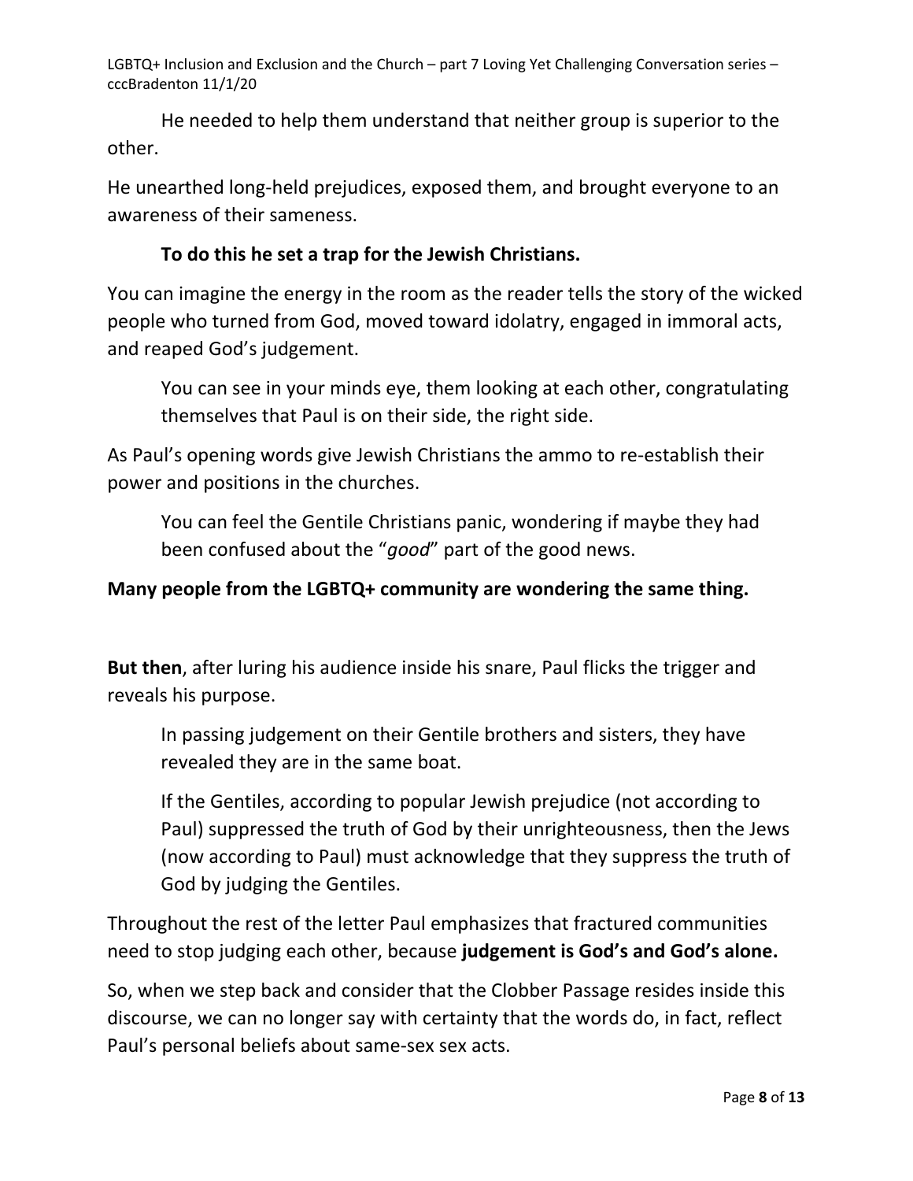He needed to help them understand that neither group is superior to the other.

He unearthed long-held prejudices, exposed them, and brought everyone to an awareness of their sameness.

**To do this he set a trap for the Jewish Christians.**

You can imagine the energy in the room as the reader tells the story of the wicked people who turned from God, moved toward idolatry, engaged in immoral acts, and reaped God's judgement.

You can see in your minds eye, them looking at each other, congratulating themselves that Paul is on their side, the right side.

As Paul's opening words give Jewish Christians the ammo to re-establish their power and positions in the churches.

You can feel the Gentile Christians panic, wondering if maybe they had been confused about the "*good*" part of the good news.

**Many people from the LGBTQ+ community are wondering the same thing.**

**But then**, after luring his audience inside his snare, Paul flicks the trigger and reveals his purpose.

In passing judgement on their Gentile brothers and sisters, they have revealed they are in the same boat.

If the Gentiles, according to popular Jewish prejudice (not according to Paul) suppressed the truth of God by their unrighteousness, then the Jews (now according to Paul) must acknowledge that they suppress the truth of God by judging the Gentiles.

Throughout the rest of the letter Paul emphasizes that fractured communities need to stop judging each other, because **judgement is God's and God's alone.**

So, when we step back and consider that the Clobber Passage resides inside this discourse, we can no longer say with certainty that the words do, in fact, reflect Paul's personal beliefs about same-sex sex acts.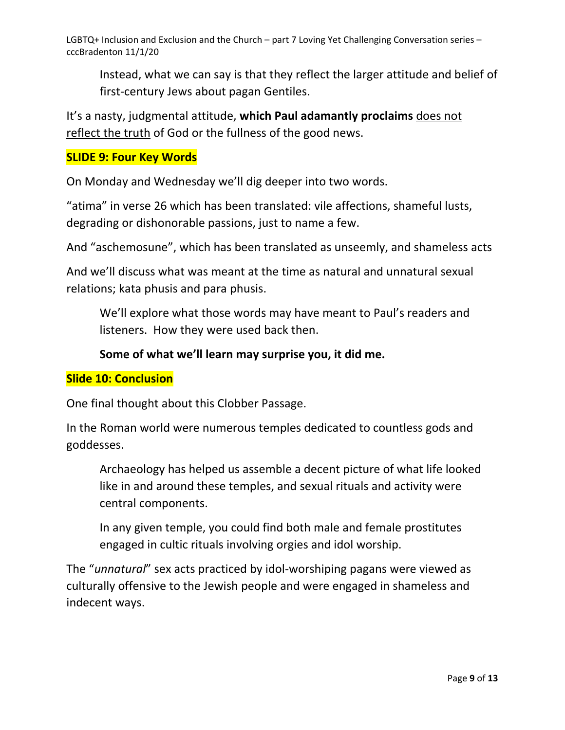Instead, what we can say is that they reflect the larger attitude and belief of first-century Jews about pagan Gentiles.

It's a nasty, judgmental attitude, **which Paul adamantly proclaims** <u>does not reflect the truth</u> of God or the fullness of the good news.

**SLIDE 9: Four Key Words**

On Monday and Wednesday we'll dig deeper into two words.

"atima" in verse 26 which has been translated: vile affections, shameful lusts, degrading or dishonorable passions, just to name a few.

And "aschemosune", which has been translated as unseemly, and shameless acts

And we'll discuss what was meant at the time as natural and unnatural sexual relations; kata phusis and para phusis.

We'll explore what those words may have meant to Paul's readers and listeners. How they were used back then.

**Some of what we'll learn may surprise you, it did me.**

**Slide 10: Conclusion**

One final thought about this Clobber Passage.

In the Roman world were numerous temples dedicated to countless gods and goddesses.

Archaeology has helped us assemble a decent picture of what life looked like in and around these temples, and sexual rituals and activity were central components.

In any given temple, you could find both male and female prostitutes engaged in cultic rituals involving orgies and idol worship.

The "*unnatural*" sex acts practiced by idol-worshiping pagans were viewed as culturally offensive to the Jewish people and were engaged in shameless and indecent ways.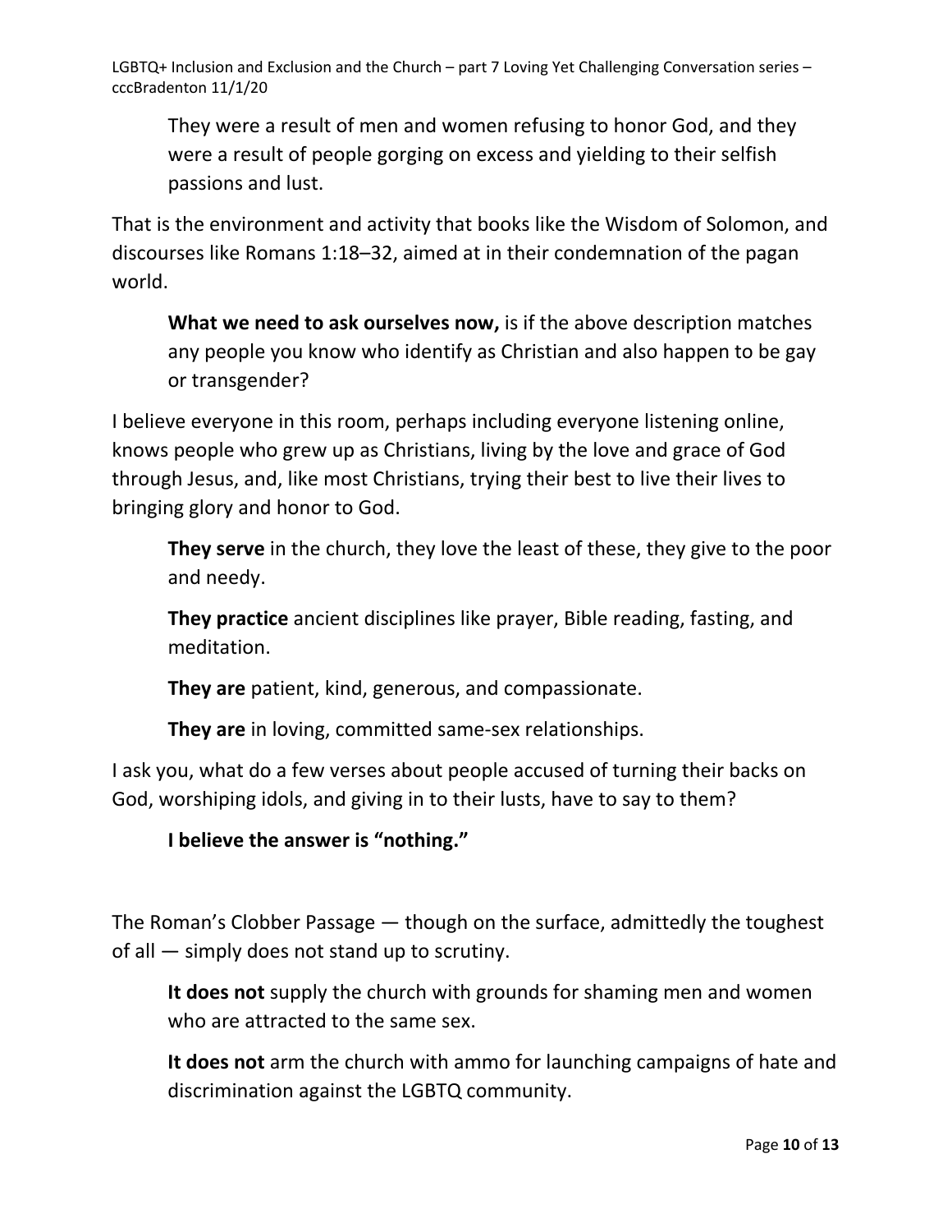They were a result of men and women refusing to honor God, and they were a result of people gorging on excess and yielding to their selfish passions and lust.

That is the environment and activity that books like the Wisdom of Solomon, and discourses like Romans 1:18–32, aimed at in their condemnation of the pagan world.

**What we need to ask ourselves now,** is if the above description matches any people you know who identify as Christian and also happen to be gay or transgender?

I believe everyone in this room, perhaps including everyone listening online, knows people who grew up as Christians, living by the love and grace of God through Jesus, and, like most Christians, trying their best to live their lives to bringing glory and honor to God.

**They serve** in the church, they love the least of these, they give to the poor and needy.

**They practice** ancient disciplines like prayer, Bible reading, fasting, and meditation.

**They are** patient, kind, generous, and compassionate.

**They are** in loving, committed same-sex relationships.

I ask you, what do a few verses about people accused of turning their backs on God, worshiping idols, and giving in to their lusts, have to say to them?

**I believe the answer is "nothing."**

The Roman's Clobber Passage — though on the surface, admittedly the toughest of all — simply does not stand up to scrutiny.

**It does not** supply the church with grounds for shaming men and women who are attracted to the same sex.

**It does not** arm the church with ammo for launching campaigns of hate and discrimination against the LGBTQ community.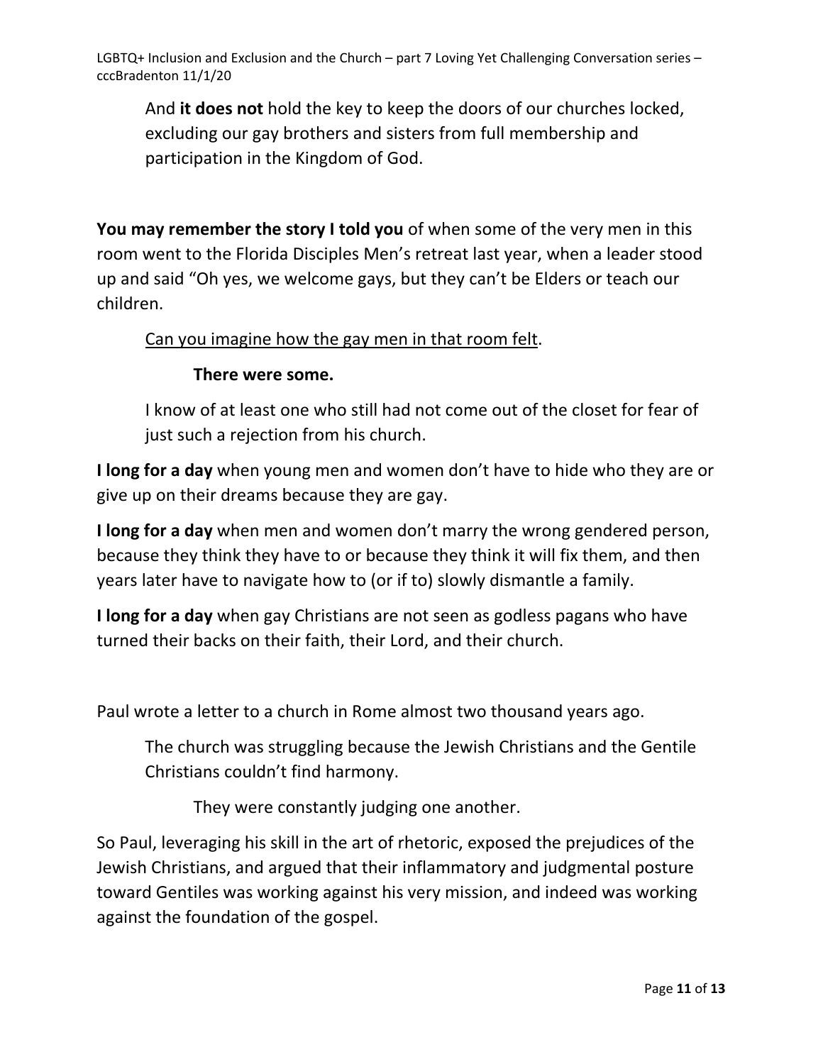And **it does not** hold the key to keep the doors of our churches locked, excluding our gay brothers and sisters from full membership and participation in the Kingdom of God.

**You may remember the story I told you** of when some of the very men in this room went to the Florida Disciples Men's retreat last year, when a leader stood up and said "Oh yes, we welcome gays, but they can't be Elders or teach our children.

Can you imagine how the gay men in that room felt.

**There were some.**

I know of at least one who still had not come out of the closet for fear of just such a rejection from his church.

**I long for a day** when young men and women don't have to hide who they are or give up on their dreams because they are gay.

**I long for a day** when men and women don't marry the wrong gendered person, because they think they have to or because they think it will fix them, and then years later have to navigate how to (or if to) slowly dismantle a family.

**I long for a day** when gay Christians are not seen as godless pagans who have turned their backs on their faith, their Lord, and their church.

Paul wrote a letter to a church in Rome almost two thousand years ago.

The church was struggling because the Jewish Christians and the Gentile Christians couldn't find harmony.

They were constantly judging one another.

So Paul, leveraging his skill in the art of rhetoric, exposed the prejudices of the Jewish Christians, and argued that their inflammatory and judgmental posture toward Gentiles was working against his very mission, and indeed was working against the foundation of the gospel.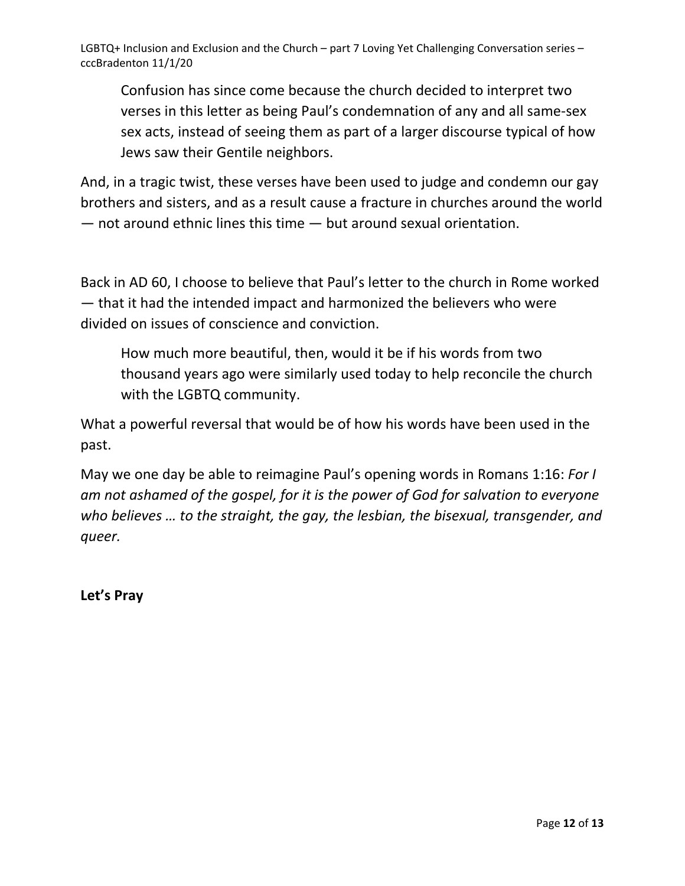Confusion has since come because the church decided to interpret two verses in this letter as being Paul's condemnation of any and all same-sex sex acts, instead of seeing them as part of a larger discourse typical of how Jews saw their Gentile neighbors.

And, in a tragic twist, these verses have been used to judge and condemn our gay brothers and sisters, and as a result cause a fracture in churches around the world — not around ethnic lines this time — but around sexual orientation.

Back in AD 60, I choose to believe that Paul's letter to the church in Rome worked — that it had the intended impact and harmonized the believers who were divided on issues of conscience and conviction.

How much more beautiful, then, would it be if his words from two thousand years ago were similarly used today to help reconcile the church with the LGBTQ community.

What a powerful reversal that would be of how his words have been used in the past.

May we one day be able to reimagine Paul's opening words in Romans 1:16: *For I am not ashamed of the gospel, for it is the power of God for salvation to everyone who believes … to the straight, the gay, the lesbian, the bisexual, transgender, and queer.*

**Let's Pray**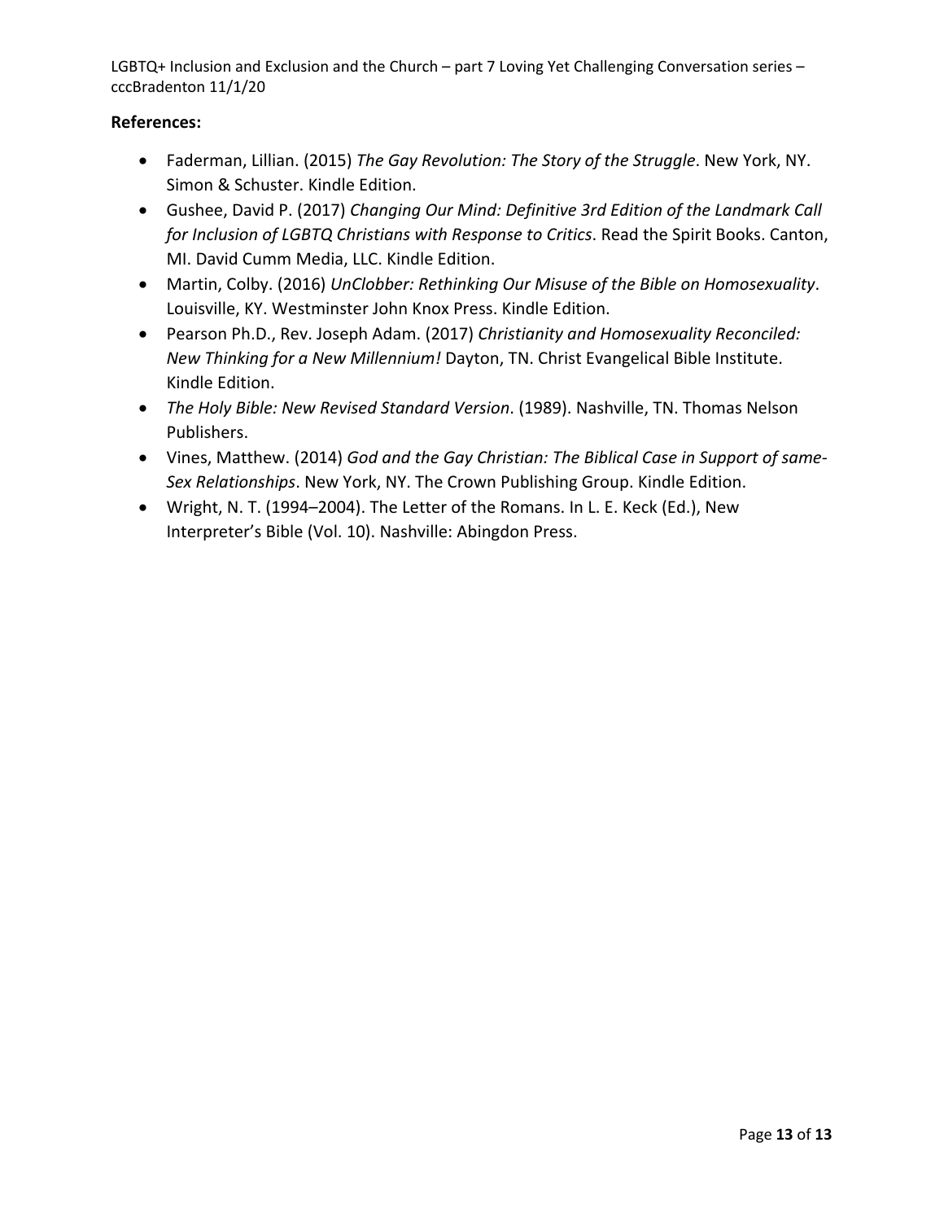**References:**

- Faderman, Lillian. (2015) *The Gay Revolution: The Story of the Struggle*. New York, NY. Simon & Schuster. Kindle Edition.
- Gushee, David P. (2017) *Changing Our Mind: Definitive 3rd Edition of the Landmark Call for Inclusion of LGBTQ Christians with Response to Critics*. Read the Spirit Books. Canton, MI. David Cumm Media, LLC. Kindle Edition.
- Martin, Colby. (2016) *UnClobber: Rethinking Our Misuse of the Bible on Homosexuality*. Louisville, KY. Westminster John Knox Press. Kindle Edition.
- Pearson Ph.D., Rev. Joseph Adam. (2017) *Christianity and Homosexuality Reconciled: New Thinking for a New Millennium!* Dayton, TN. Christ Evangelical Bible Institute. Kindle Edition.
- *The Holy Bible: New Revised Standard Version*. (1989). Nashville, TN. Thomas Nelson Publishers.
- Vines, Matthew. (2014) *God and the Gay Christian: The Biblical Case in Support of same-Sex Relationships*. New York, NY. The Crown Publishing Group. Kindle Edition.
- Wright, N. T. (1994–2004). The Letter of the Romans. In L. E. Keck (Ed.), New Interpreter's Bible (Vol. 10). Nashville: Abingdon Press.